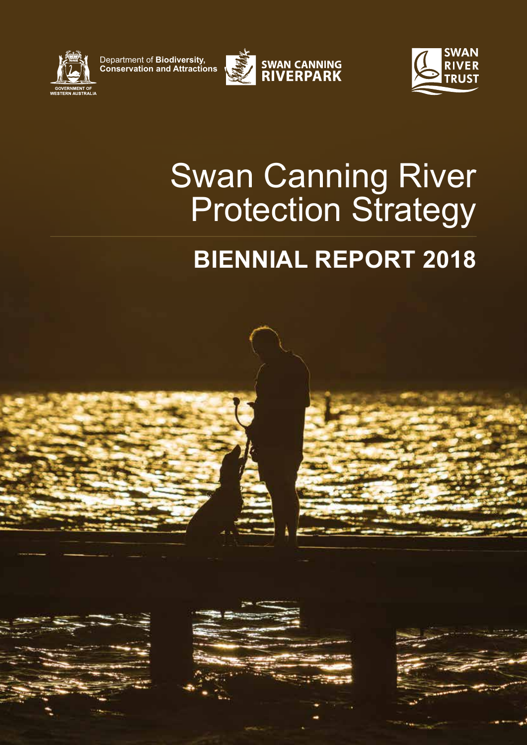Department of **Biodiversity, Conservation and Attractions**

GOVERNMENT OF WESTERN AUSTRALIA

SWAN CANNING RIVERPARK

SWAN RIVER TRUST

# Swan Canning River Protection Strategy

## BIENNIAL REPORT 2018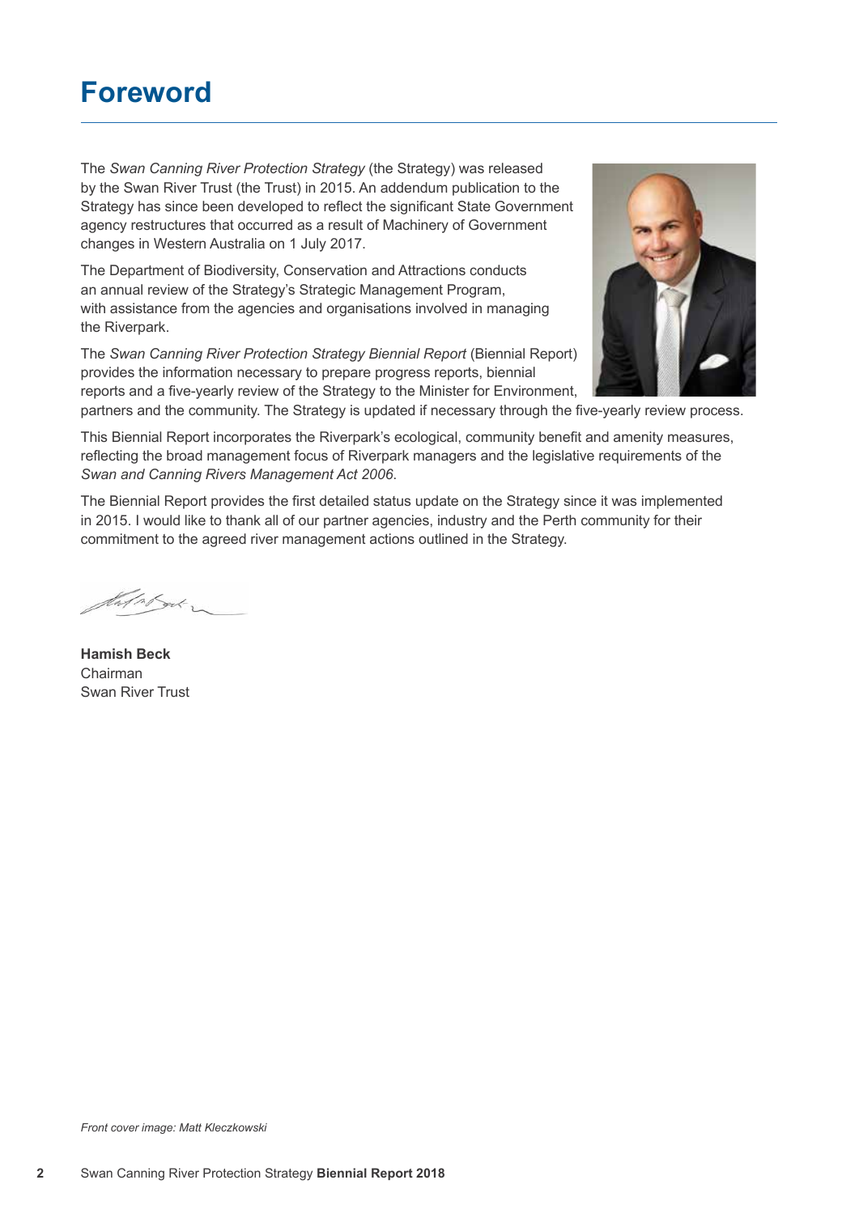# Foreword

The *Swan Canning River Protection Strategy* (the Strategy) was released by the Swan River Trust (the Trust) in 2015. An addendum publication to the Strategy has since been developed to reflect the significant State Government agency restructures that occurred as a result of Machinery of Government changes in Western Australia on 1 July 2017.

The Department of Biodiversity, Conservation and Attractions conducts an annual review of the Strategy's Strategic Management Program, with assistance from the agencies and organisations involved in managing the Riverpark.

The *Swan Canning River Protection Strategy Biennial Report* (Biennial Report) provides the information necessary to prepare progress reports, biennial reports and a five-yearly review of the Strategy to the Minister for Environment, partners and the community. The Strategy is updated if necessary through the five-yearly review process.

This Biennial Report incorporates the Riverpark's ecological, community benefit and amenity measures, reflecting the broad management focus of Riverpark managers and the legislative requirements of the *Swan and Canning Rivers Management Act 2006*.

The Biennial Report provides the first detailed status update on the Strategy since it was implemented in 2015. I would like to thank all of our partner agencies, industry and the Perth community for their commitment to the agreed river management actions outlined in the Strategy.

**Hamish Beck**
Chairman
Swan River Trust

*Front cover image: Matt Kleczkowski*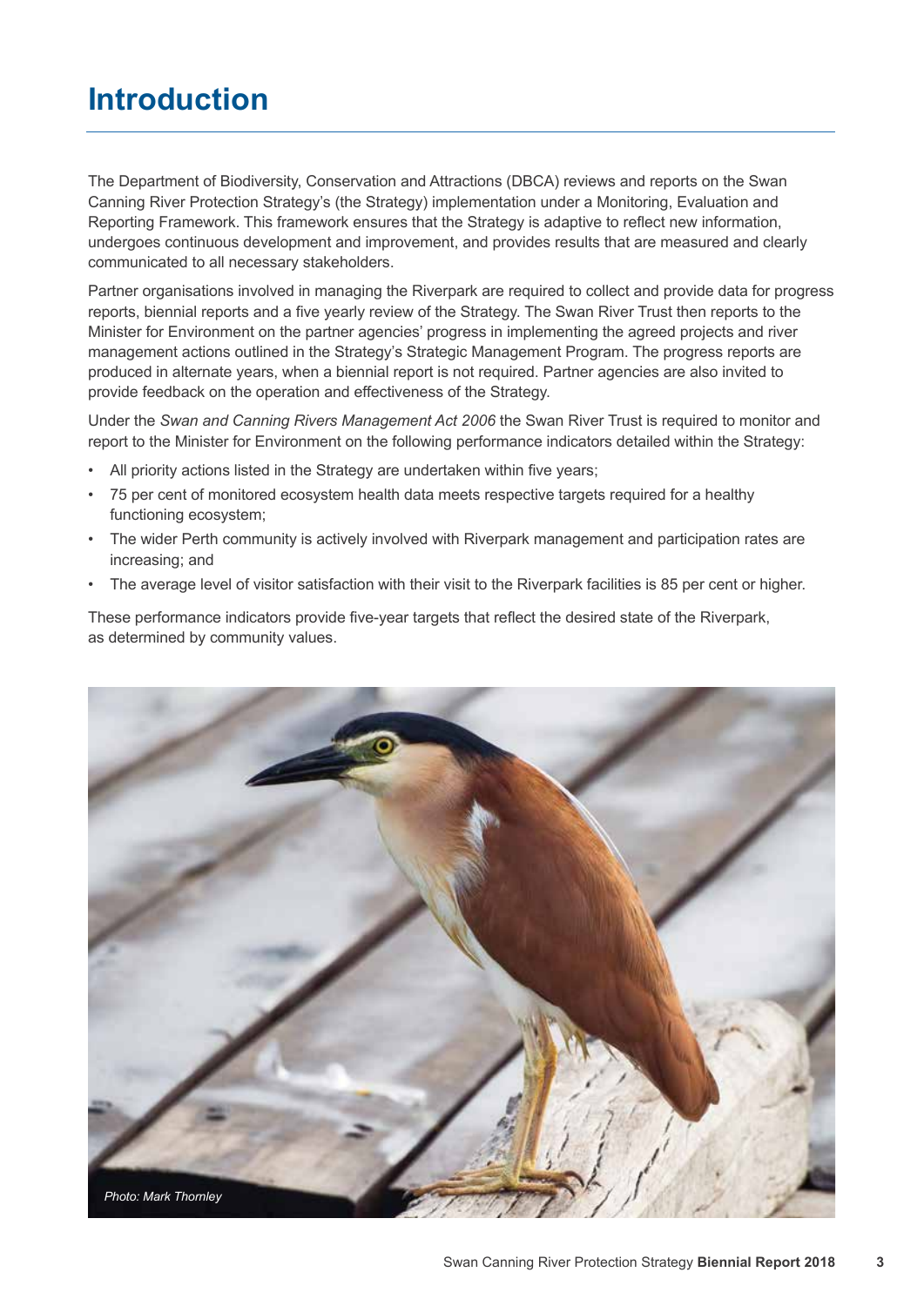# Introduction

The Department of Biodiversity, Conservation and Attractions (DBCA) reviews and reports on the Swan Canning River Protection Strategy's (the Strategy) implementation under a Monitoring, Evaluation and Reporting Framework. This framework ensures that the Strategy is adaptive to reflect new information, undergoes continuous development and improvement, and provides results that are measured and clearly communicated to all necessary stakeholders.

Partner organisations involved in managing the Riverpark are required to collect and provide data for progress reports, biennial reports and a five yearly review of the Strategy. The Swan River Trust then reports to the Minister for Environment on the partner agencies' progress in implementing the agreed projects and river management actions outlined in the Strategy's Strategic Management Program. The progress reports are produced in alternate years, when a biennial report is not required. Partner agencies are also invited to provide feedback on the operation and effectiveness of the Strategy.

Under the *Swan and Canning Rivers Management Act 2006* the Swan River Trust is required to monitor and report to the Minister for Environment on the following performance indicators detailed within the Strategy:

- All priority actions listed in the Strategy are undertaken within five years;
- 75 per cent of monitored ecosystem health data meets respective targets required for a healthy functioning ecosystem;
- The wider Perth community is actively involved with Riverpark management and participation rates are increasing; and
- The average level of visitor satisfaction with their visit to the Riverpark facilities is 85 per cent or higher.

These performance indicators provide five-year targets that reflect the desired state of the Riverpark, as determined by community values.

*Photo: Mark Thornley*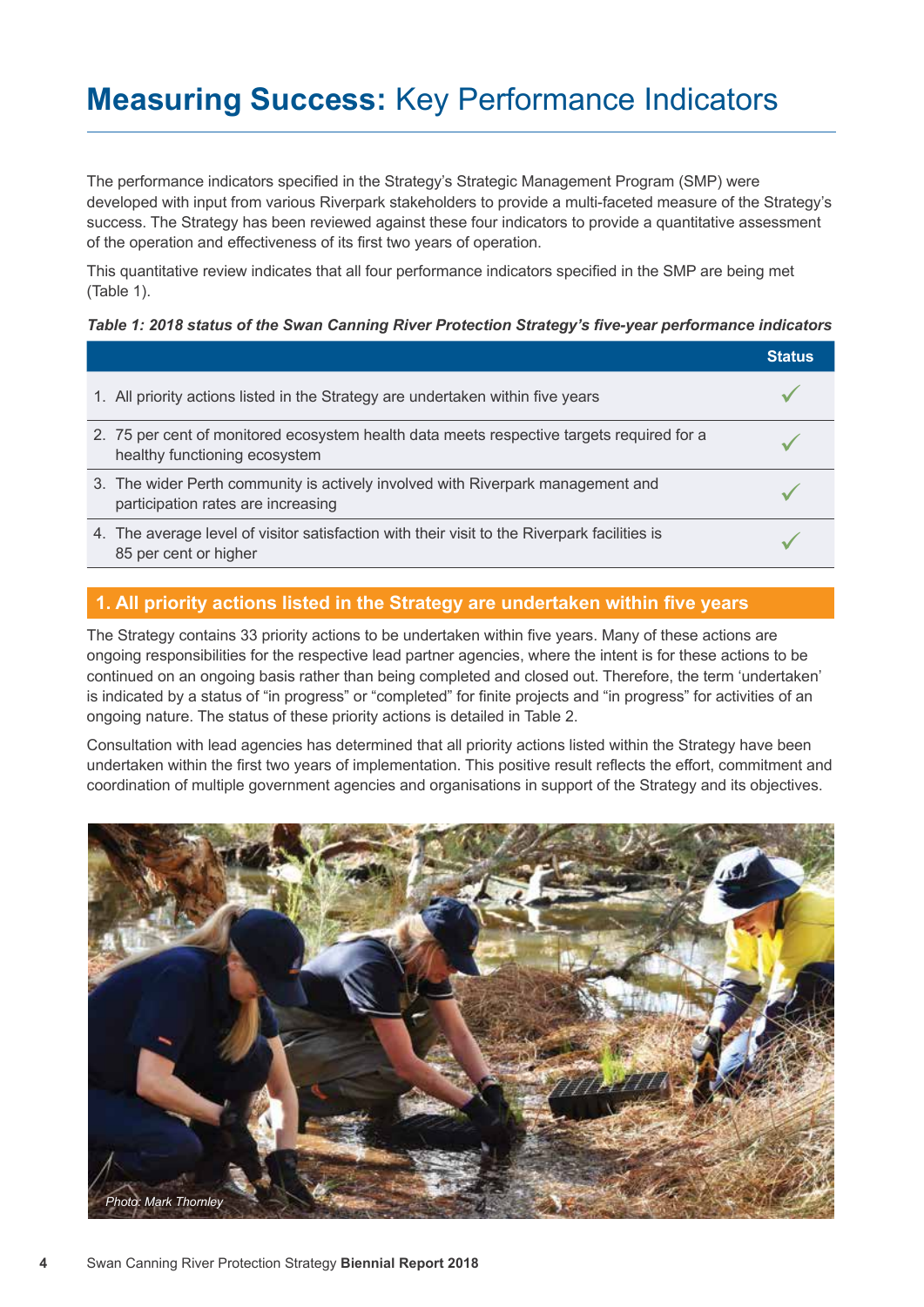# **Measuring Success:** Key Performance Indicators

The performance indicators specified in the Strategy's Strategic Management Program (SMP) were developed with input from various Riverpark stakeholders to provide a multi-faceted measure of the Strategy's success. The Strategy has been reviewed against these four indicators to provide a quantitative assessment of the operation and effectiveness of its first two years of operation.

This quantitative review indicates that all four performance indicators specified in the SMP are being met (Table 1).

***Table 1: 2018 status of the Swan Canning River Protection Strategy's five-year performance indicators***

| | Status |
|---|---|
| 1. All priority actions listed in the Strategy are undertaken within five years | ✓ |
| 2. 75 per cent of monitored ecosystem health data meets respective targets required for a healthy functioning ecosystem | ✓ |
| 3. The wider Perth community is actively involved with Riverpark management and participation rates are increasing | ✓ |
| 4. The average level of visitor satisfaction with their visit to the Riverpark facilities is 85 per cent or higher | ✓ |

## 1. All priority actions listed in the Strategy are undertaken within five years

The Strategy contains 33 priority actions to be undertaken within five years. Many of these actions are ongoing responsibilities for the respective lead partner agencies, where the intent is for these actions to be continued on an ongoing basis rather than being completed and closed out. Therefore, the term 'undertaken' is indicated by a status of "in progress" or "completed" for finite projects and "in progress" for activities of an ongoing nature. The status of these priority actions is detailed in Table 2.

Consultation with lead agencies has determined that all priority actions listed within the Strategy have been undertaken within the first two years of implementation. This positive result reflects the effort, commitment and coordination of multiple government agencies and organisations in support of the Strategy and its objectives.

*Photo: Mark Thornley*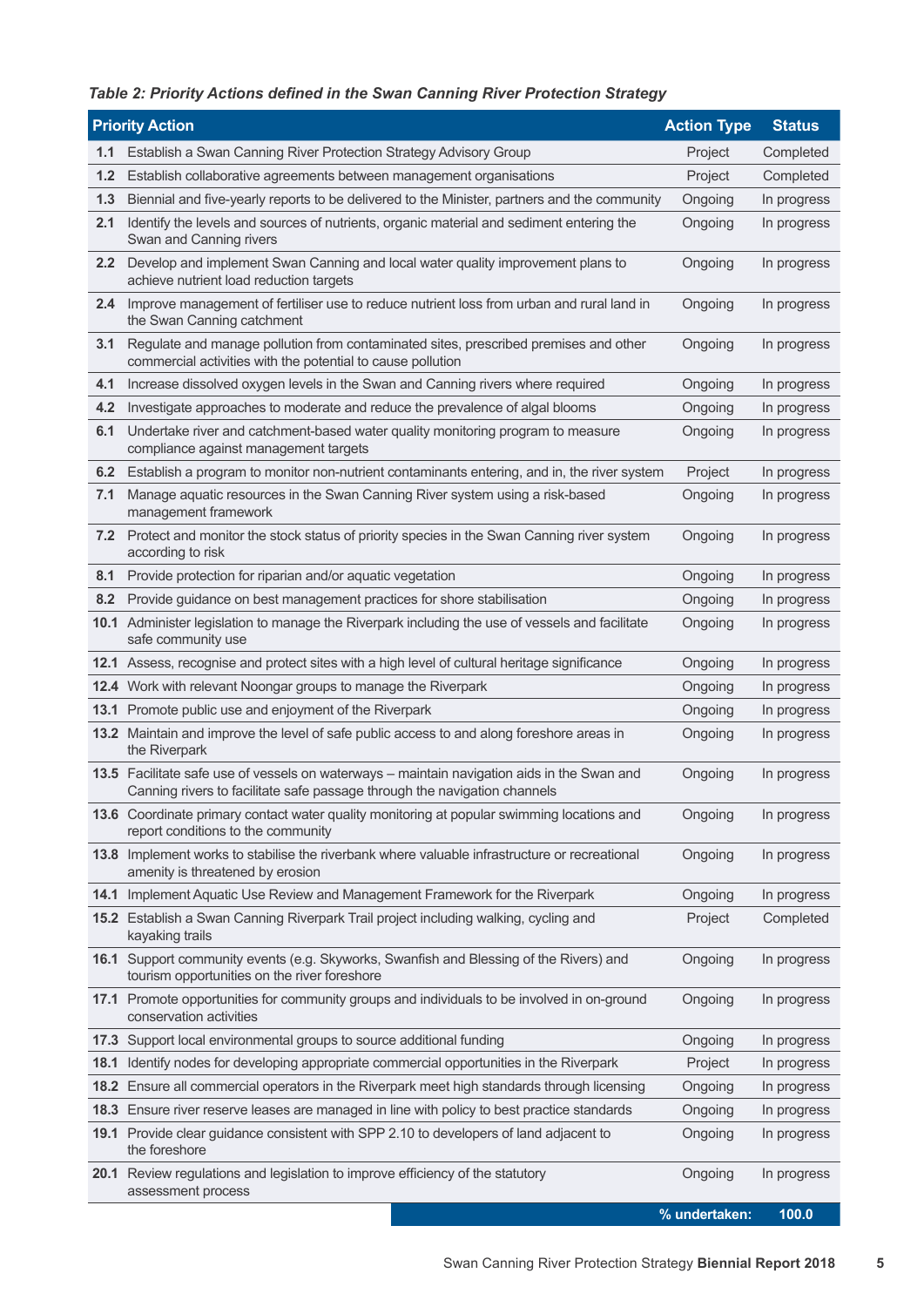*Table 2: Priority Actions defined in the Swan Canning River Protection Strategy*

| Priority Action | | Action Type | Status |
|---|---|---|---|
| **1.1** | Establish a Swan Canning River Protection Strategy Advisory Group | Project | Completed |
| **1.2** | Establish collaborative agreements between management organisations | Project | Completed |
| **1.3** | Biennial and five-yearly reports to be delivered to the Minister, partners and the community | Ongoing | In progress |
| **2.1** | Identify the levels and sources of nutrients, organic material and sediment entering the Swan and Canning rivers | Ongoing | In progress |
| **2.2** | Develop and implement Swan Canning and local water quality improvement plans to achieve nutrient load reduction targets | Ongoing | In progress |
| **2.4** | Improve management of fertiliser use to reduce nutrient loss from urban and rural land in the Swan Canning catchment | Ongoing | In progress |
| **3.1** | Regulate and manage pollution from contaminated sites, prescribed premises and other commercial activities with the potential to cause pollution | Ongoing | In progress |
| **4.1** | Increase dissolved oxygen levels in the Swan and Canning rivers where required | Ongoing | In progress |
| **4.2** | Investigate approaches to moderate and reduce the prevalence of algal blooms | Ongoing | In progress |
| **6.1** | Undertake river and catchment-based water quality monitoring program to measure compliance against management targets | Ongoing | In progress |
| **6.2** | Establish a program to monitor non-nutrient contaminants entering, and in, the river system | Project | In progress |
| **7.1** | Manage aquatic resources in the Swan Canning River system using a risk-based management framework | Ongoing | In progress |
| **7.2** | Protect and monitor the stock status of priority species in the Swan Canning river system according to risk | Ongoing | In progress |
| **8.1** | Provide protection for riparian and/or aquatic vegetation | Ongoing | In progress |
| **8.2** | Provide guidance on best management practices for shore stabilisation | Ongoing | In progress |
| **10.1** | Administer legislation to manage the Riverpark including the use of vessels and facilitate safe community use | Ongoing | In progress |
| **12.1** | Assess, recognise and protect sites with a high level of cultural heritage significance | Ongoing | In progress |
| **12.4** | Work with relevant Noongar groups to manage the Riverpark | Ongoing | In progress |
| **13.1** | Promote public use and enjoyment of the Riverpark | Ongoing | In progress |
| **13.2** | Maintain and improve the level of safe public access to and along foreshore areas in the Riverpark | Ongoing | In progress |
| **13.5** | Facilitate safe use of vessels on waterways – maintain navigation aids in the Swan and Canning rivers to facilitate safe passage through the navigation channels | Ongoing | In progress |
| **13.6** | Coordinate primary contact water quality monitoring at popular swimming locations and report conditions to the community | Ongoing | In progress |
| **13.8** | Implement works to stabilise the riverbank where valuable infrastructure or recreational amenity is threatened by erosion | Ongoing | In progress |
| **14.1** | Implement Aquatic Use Review and Management Framework for the Riverpark | Ongoing | In progress |
| **15.2** | Establish a Swan Canning Riverpark Trail project including walking, cycling and kayaking trails | Project | Completed |
| **16.1** | Support community events (e.g. Skyworks, Swanfish and Blessing of the Rivers) and tourism opportunities on the river foreshore | Ongoing | In progress |
| **17.1** | Promote opportunities for community groups and individuals to be involved in on-ground conservation activities | Ongoing | In progress |
| **17.3** | Support local environmental groups to source additional funding | Ongoing | In progress |
| **18.1** | Identify nodes for developing appropriate commercial opportunities in the Riverpark | Project | In progress |
| **18.2** | Ensure all commercial operators in the Riverpark meet high standards through licensing | Ongoing | In progress |
| **18.3** | Ensure river reserve leases are managed in line with policy to best practice standards | Ongoing | In progress |
| **19.1** | Provide clear guidance consistent with SPP 2.10 to developers of land adjacent to the foreshore | Ongoing | In progress |
| **20.1** | Review regulations and legislation to improve efficiency of the statutory assessment process | Ongoing | In progress |
| | | **% undertaken:** | **100.0** |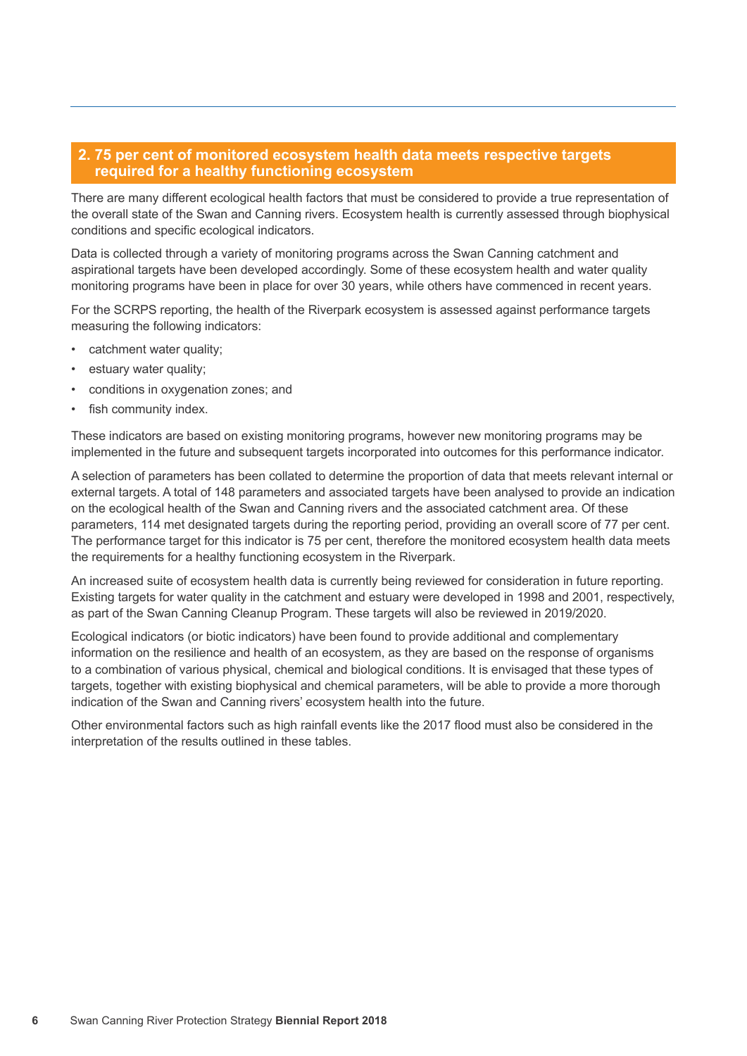## 2. 75 per cent of monitored ecosystem health data meets respective targets required for a healthy functioning ecosystem

There are many different ecological health factors that must be considered to provide a true representation of the overall state of the Swan and Canning rivers. Ecosystem health is currently assessed through biophysical conditions and specific ecological indicators.

Data is collected through a variety of monitoring programs across the Swan Canning catchment and aspirational targets have been developed accordingly. Some of these ecosystem health and water quality monitoring programs have been in place for over 30 years, while others have commenced in recent years.

For the SCRPS reporting, the health of the Riverpark ecosystem is assessed against performance targets measuring the following indicators:

- catchment water quality;
- estuary water quality;
- conditions in oxygenation zones; and
- fish community index.

These indicators are based on existing monitoring programs, however new monitoring programs may be implemented in the future and subsequent targets incorporated into outcomes for this performance indicator.

A selection of parameters has been collated to determine the proportion of data that meets relevant internal or external targets. A total of 148 parameters and associated targets have been analysed to provide an indication on the ecological health of the Swan and Canning rivers and the associated catchment area. Of these parameters, 114 met designated targets during the reporting period, providing an overall score of 77 per cent. The performance target for this indicator is 75 per cent, therefore the monitored ecosystem health data meets the requirements for a healthy functioning ecosystem in the Riverpark.

An increased suite of ecosystem health data is currently being reviewed for consideration in future reporting. Existing targets for water quality in the catchment and estuary were developed in 1998 and 2001, respectively, as part of the Swan Canning Cleanup Program. These targets will also be reviewed in 2019/2020.

Ecological indicators (or biotic indicators) have been found to provide additional and complementary information on the resilience and health of an ecosystem, as they are based on the response of organisms to a combination of various physical, chemical and biological conditions. It is envisaged that these types of targets, together with existing biophysical and chemical parameters, will be able to provide a more thorough indication of the Swan and Canning rivers' ecosystem health into the future.

Other environmental factors such as high rainfall events like the 2017 flood must also be considered in the interpretation of the results outlined in these tables.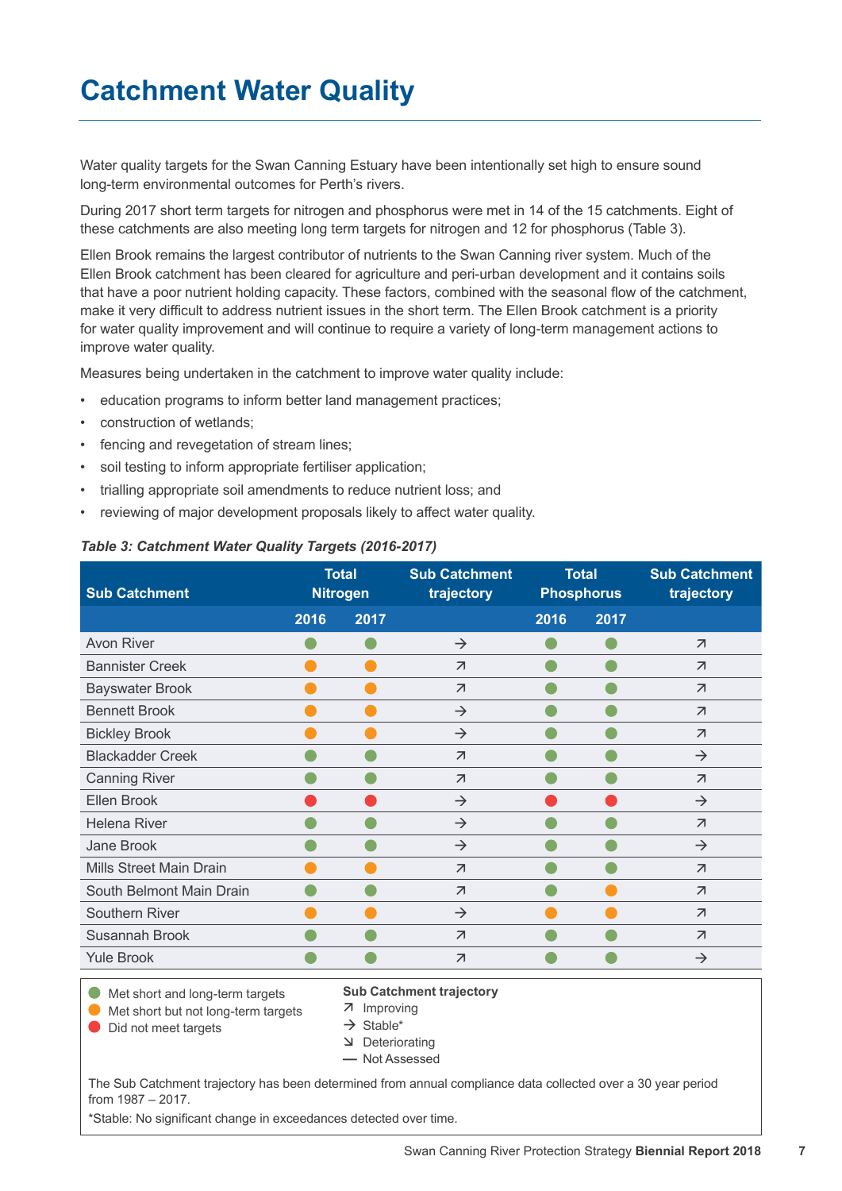# Catchment Water Quality

Water quality targets for the Swan Canning Estuary have been intentionally set high to ensure sound long-term environmental outcomes for Perth's rivers.

During 2017 short term targets for nitrogen and phosphorus were met in 14 of the 15 catchments. Eight of these catchments are also meeting long term targets for nitrogen and 12 for phosphorus (Table 3).

Ellen Brook remains the largest contributor of nutrients to the Swan Canning river system. Much of the Ellen Brook catchment has been cleared for agriculture and peri-urban development and it contains soils that have a poor nutrient holding capacity. These factors, combined with the seasonal flow of the catchment, make it very difficult to address nutrient issues in the short term. The Ellen Brook catchment is a priority for water quality improvement and will continue to require a variety of long-term management actions to improve water quality.

Measures being undertaken in the catchment to improve water quality include:

- education programs to inform better land management practices;
- construction of wetlands;
- fencing and revegetation of stream lines;
- soil testing to inform appropriate fertiliser application;
- trialling appropriate soil amendments to reduce nutrient loss; and
- reviewing of major development proposals likely to affect water quality.

*Table 3: Catchment Water Quality Targets (2016-2017)*

| Sub Catchment | Total Nitrogen | | Sub Catchment trajectory | Total Phosphorus | | Sub Catchment trajectory |
|---|---|---|---|---|---|---|
| | 2016 | 2017 | | 2016 | 2017 | |
| Avon River | 🟢 | 🟢 | → | 🟢 | 🟢 | ↗ |
| Bannister Creek | 🟠 | 🟠 | ↗ | 🟢 | 🟢 | ↗ |
| Bayswater Brook | 🟠 | 🟠 | ↗ | 🟢 | 🟢 | ↗ |
| Bennett Brook | 🟠 | 🟠 | → | 🟢 | 🟢 | ↗ |
| Bickley Brook | 🟠 | 🟠 | → | 🟢 | 🟢 | ↗ |
| Blackadder Creek | 🟢 | 🟢 | ↗ | 🟢 | 🟢 | → |
| Canning River | 🟢 | 🟢 | ↗ | 🟢 | 🟢 | ↗ |
| Ellen Brook | 🔴 | 🔴 | → | 🔴 | 🔴 | → |
| Helena River | 🟢 | 🟢 | → | 🟢 | 🟢 | ↗ |
| Jane Brook | 🟢 | 🟢 | → | 🟢 | 🟢 | → |
| Mills Street Main Drain | 🟠 | 🟠 | ↗ | 🟢 | 🟢 | ↗ |
| South Belmont Main Drain | 🟢 | 🟢 | ↗ | 🟢 | 🟠 | ↗ |
| Southern River | 🟠 | 🟠 | → | 🟠 | 🟠 | ↗ |
| Susannah Brook | 🟢 | 🟢 | ↗ | 🟢 | 🟢 | ↗ |
| Yule Brook | 🟢 | 🟢 | ↗ | 🟢 | 🟢 | → |

🟢 Met short and long-term targets
🟠 Met short but not long-term targets
🔴 Did not meet targets

**Sub Catchment trajectory**
↗ Improving
→ Stable*
↘ Deteriorating
— Not Assessed

The Sub Catchment trajectory has been determined from annual compliance data collected over a 30 year period from 1987 – 2017.

*Stable: No significant change in exceedances detected over time.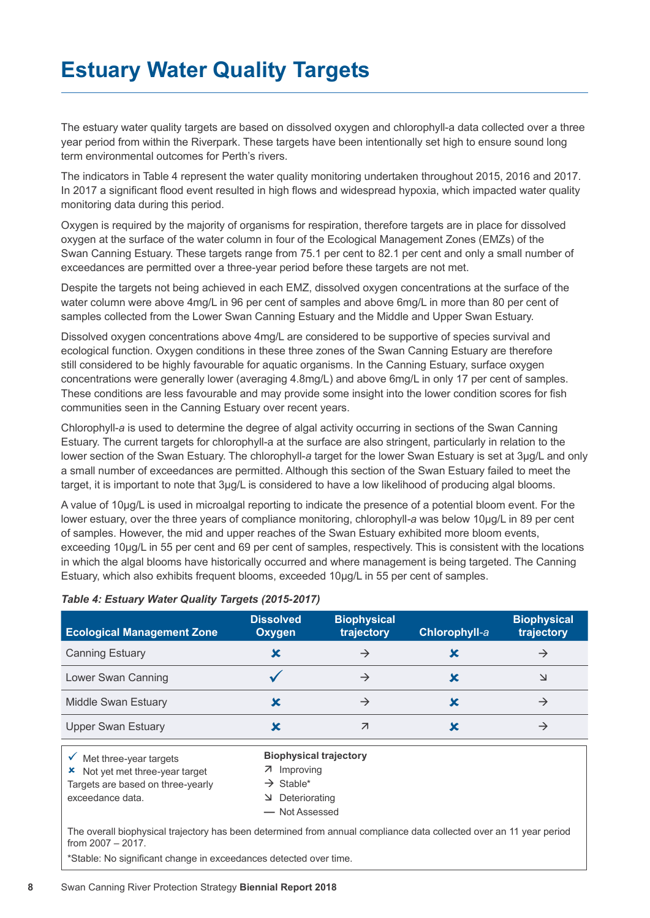# Estuary Water Quality Targets

The estuary water quality targets are based on dissolved oxygen and chlorophyll-a data collected over a three year period from within the Riverpark. These targets have been intentionally set high to ensure sound long term environmental outcomes for Perth's rivers.

The indicators in Table 4 represent the water quality monitoring undertaken throughout 2015, 2016 and 2017. In 2017 a significant flood event resulted in high flows and widespread hypoxia, which impacted water quality monitoring data during this period.

Oxygen is required by the majority of organisms for respiration, therefore targets are in place for dissolved oxygen at the surface of the water column in four of the Ecological Management Zones (EMZs) of the Swan Canning Estuary. These targets range from 75.1 per cent to 82.1 per cent and only a small number of exceedances are permitted over a three-year period before these targets are not met.

Despite the targets not being achieved in each EMZ, dissolved oxygen concentrations at the surface of the water column were above 4mg/L in 96 per cent of samples and above 6mg/L in more than 80 per cent of samples collected from the Lower Swan Canning Estuary and the Middle and Upper Swan Estuary.

Dissolved oxygen concentrations above 4mg/L are considered to be supportive of species survival and ecological function. Oxygen conditions in these three zones of the Swan Canning Estuary are therefore still considered to be highly favourable for aquatic organisms. In the Canning Estuary, surface oxygen concentrations were generally lower (averaging 4.8mg/L) and above 6mg/L in only 17 per cent of samples. These conditions are less favourable and may provide some insight into the lower condition scores for fish communities seen in the Canning Estuary over recent years.

Chlorophyll-*a* is used to determine the degree of algal activity occurring in sections of the Swan Canning Estuary. The current targets for chlorophyll-a at the surface are also stringent, particularly in relation to the lower section of the Swan Estuary. The chlorophyll-*a* target for the lower Swan Estuary is set at 3µg/L and only a small number of exceedances are permitted. Although this section of the Swan Estuary failed to meet the target, it is important to note that 3µg/L is considered to have a low likelihood of producing algal blooms.

A value of 10µg/L is used in microalgal reporting to indicate the presence of a potential bloom event. For the lower estuary, over the three years of compliance monitoring, chlorophyll-*a* was below 10µg/L in 89 per cent of samples. However, the mid and upper reaches of the Swan Estuary exhibited more bloom events, exceeding 10µg/L in 55 per cent and 69 per cent of samples, respectively. This is consistent with the locations in which the algal blooms have historically occurred and where management is being targeted. The Canning Estuary, which also exhibits frequent blooms, exceeded 10µg/L in 55 per cent of samples.

***Table 4: Estuary Water Quality Targets (2015-2017)***

| Ecological Management Zone | Dissolved Oxygen | Biophysical trajectory | Chlorophyll-*a* | Biophysical trajectory |
|---|---|---|---|---|
| Canning Estuary | ✘ | → | ✘ | → |
| Lower Swan Canning | ✓ | → | ✘ | ↘ |
| Middle Swan Estuary | ✘ | → | ✘ | → |
| Upper Swan Estuary | ✘ | ↗ | ✘ | → |

✓ Met three-year targets
✘ Not yet met three-year target
Targets are based on three-yearly exceedance data.

**Biophysical trajectory**
↗ Improving
→ Stable*
↘ Deteriorating
— Not Assessed

The overall biophysical trajectory has been determined from annual compliance data collected over an 11 year period from 2007 – 2017.

*Stable: No significant change in exceedances detected over time.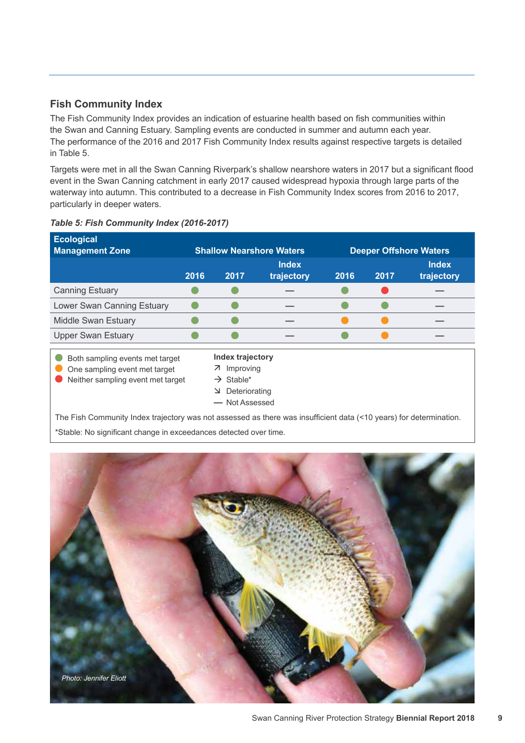## Fish Community Index

The Fish Community Index provides an indication of estuarine health based on fish communities within the Swan and Canning Estuary. Sampling events are conducted in summer and autumn each year. The performance of the 2016 and 2017 Fish Community Index results against respective targets is detailed in Table 5.

Targets were met in all the Swan Canning Riverpark's shallow nearshore waters in 2017 but a significant flood event in the Swan Canning catchment in early 2017 caused widespread hypoxia through large parts of the waterway into autumn. This contributed to a decrease in Fish Community Index scores from 2016 to 2017, particularly in deeper waters.

*Table 5: Fish Community Index (2016-2017)*

| Ecological Management Zone | Shallow Nearshore Waters | | | Deeper Offshore Waters | | |
|---|---|---|---|---|---|---|
| | 2016 | 2017 | Index trajectory | 2016 | 2017 | Index trajectory |
| Canning Estuary | Green | Green | — | Green | Red | — |
| Lower Swan Canning Estuary | Green | Green | — | Green | Green | — |
| Middle Swan Estuary | Green | Green | — | Orange | Orange | — |
| Upper Swan Estuary | Green | Green | — | Green | Orange | — |

- Green: Both sampling events met target
- Orange: One sampling event met target
- Red: Neither sampling event met target

**Index trajectory**

- ↗ Improving
- → Stable*
- ↘ Deteriorating
- — Not Assessed

The Fish Community Index trajectory was not assessed as there was insufficient data (<10 years) for determination.

*Stable: No significant change in exceedances detected over time.

Photo: Jennifer Eliott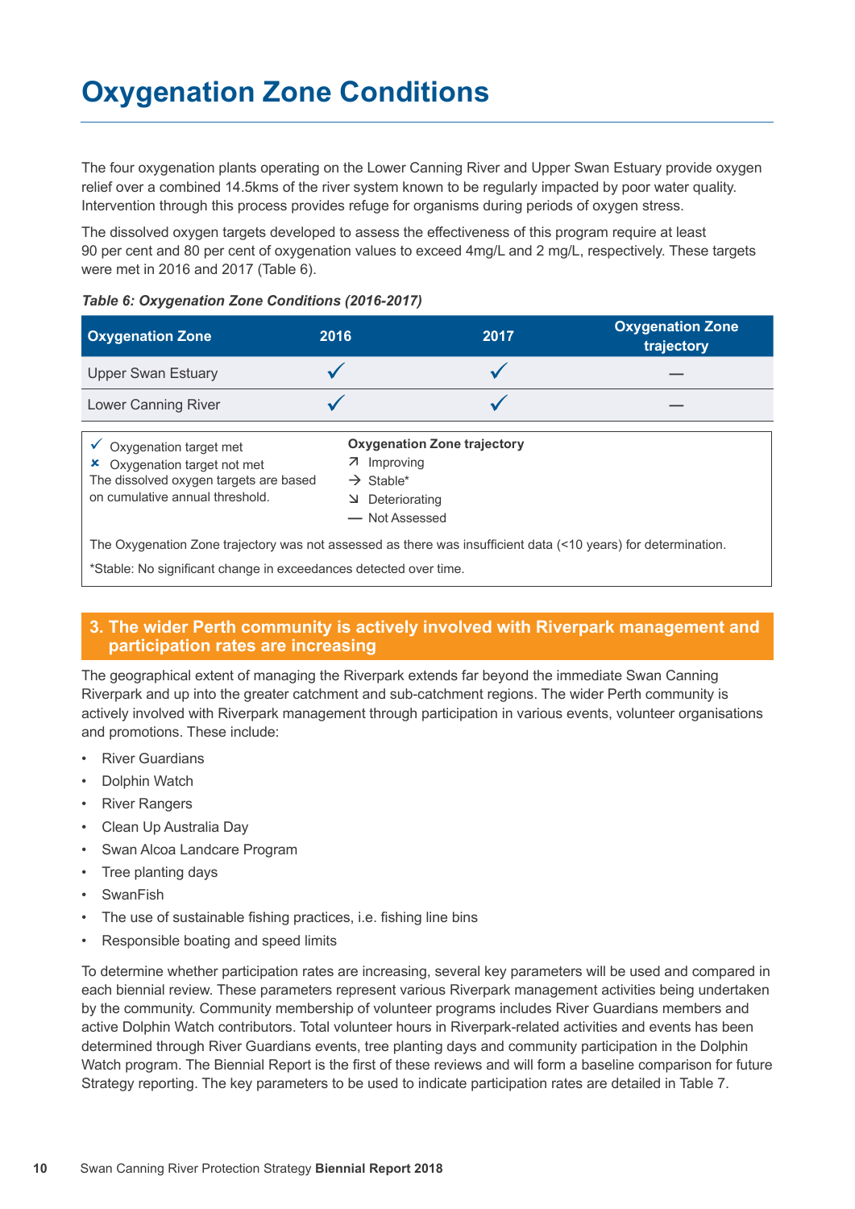# Oxygenation Zone Conditions

The four oxygenation plants operating on the Lower Canning River and Upper Swan Estuary provide oxygen relief over a combined 14.5kms of the river system known to be regularly impacted by poor water quality. Intervention through this process provides refuge for organisms during periods of oxygen stress.

The dissolved oxygen targets developed to assess the effectiveness of this program require at least 90 per cent and 80 per cent of oxygenation values to exceed 4mg/L and 2 mg/L, respectively. These targets were met in 2016 and 2017 (Table 6).

*Table 6: Oxygenation Zone Conditions (2016-2017)*

| Oxygenation Zone | 2016 | 2017 | Oxygenation Zone trajectory |
|---|---|---|---|
| Upper Swan Estuary | ✓ | ✓ | — |
| Lower Canning River | ✓ | ✓ | — |

✓ Oxygenation target met
✗ Oxygenation target not met
The dissolved oxygen targets are based on cumulative annual threshold.

**Oxygenation Zone trajectory**
↗ Improving
→ Stable*
↘ Deteriorating
— Not Assessed

The Oxygenation Zone trajectory was not assessed as there was insufficient data (<10 years) for determination.

*Stable: No significant change in exceedances detected over time.

## 3. The wider Perth community is actively involved with Riverpark management and participation rates are increasing

The geographical extent of managing the Riverpark extends far beyond the immediate Swan Canning Riverpark and up into the greater catchment and sub-catchment regions. The wider Perth community is actively involved with Riverpark management through participation in various events, volunteer organisations and promotions. These include:

- River Guardians
- Dolphin Watch
- River Rangers
- Clean Up Australia Day
- Swan Alcoa Landcare Program
- Tree planting days
- SwanFish
- The use of sustainable fishing practices, i.e. fishing line bins
- Responsible boating and speed limits

To determine whether participation rates are increasing, several key parameters will be used and compared in each biennial review. These parameters represent various Riverpark management activities being undertaken by the community. Community membership of volunteer programs includes River Guardians members and active Dolphin Watch contributors. Total volunteer hours in Riverpark-related activities and events has been determined through River Guardians events, tree planting days and community participation in the Dolphin Watch program. The Biennial Report is the first of these reviews and will form a baseline comparison for future Strategy reporting. The key parameters to be used to indicate participation rates are detailed in Table 7.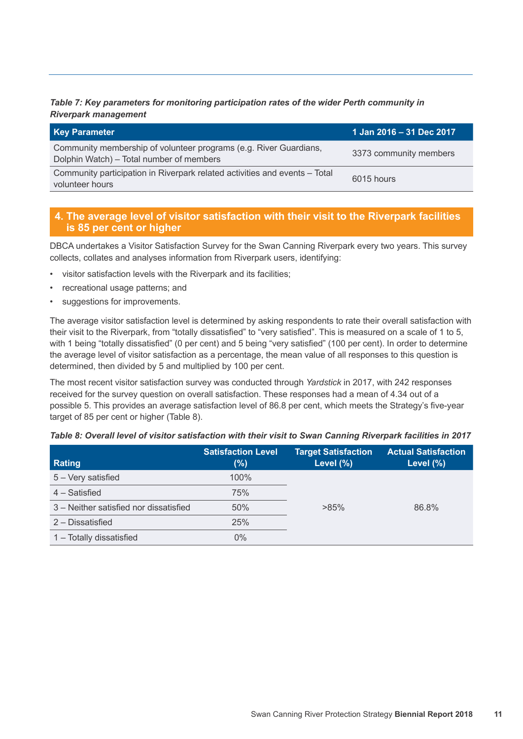*Table 7: Key parameters for monitoring participation rates of the wider Perth community in Riverpark management*

| Key Parameter | 1 Jan 2016 – 31 Dec 2017 |
|---|---|
| Community membership of volunteer programs (e.g. River Guardians, Dolphin Watch) – Total number of members | 3373 community members |
| Community participation in Riverpark related activities and events – Total volunteer hours | 6015 hours |

## 4. The average level of visitor satisfaction with their visit to the Riverpark facilities is 85 per cent or higher

DBCA undertakes a Visitor Satisfaction Survey for the Swan Canning Riverpark every two years. This survey collects, collates and analyses information from Riverpark users, identifying:

- visitor satisfaction levels with the Riverpark and its facilities;
- recreational usage patterns; and
- suggestions for improvements.

The average visitor satisfaction level is determined by asking respondents to rate their overall satisfaction with their visit to the Riverpark, from "totally dissatisfied" to "very satisfied". This is measured on a scale of 1 to 5, with 1 being "totally dissatisfied" (0 per cent) and 5 being "very satisfied" (100 per cent). In order to determine the average level of visitor satisfaction as a percentage, the mean value of all responses to this question is determined, then divided by 5 and multiplied by 100 per cent.

The most recent visitor satisfaction survey was conducted through *Yardstick* in 2017, with 242 responses received for the survey question on overall satisfaction. These responses had a mean of 4.34 out of a possible 5. This provides an average satisfaction level of 86.8 per cent, which meets the Strategy's five-year target of 85 per cent or higher (Table 8).

*Table 8: Overall level of visitor satisfaction with their visit to Swan Canning Riverpark facilities in 2017*

| Rating | Satisfaction Level (%) | Target Satisfaction Level (%) | Actual Satisfaction Level (%) |
|---|---|---|---|
| 5 – Very satisfied | 100% | >85% | 86.8% |
| 4 – Satisfied | 75% | | |
| 3 – Neither satisfied nor dissatisfied | 50% | | |
| 2 – Dissatisfied | 25% | | |
| 1 – Totally dissatisfied | 0% | | |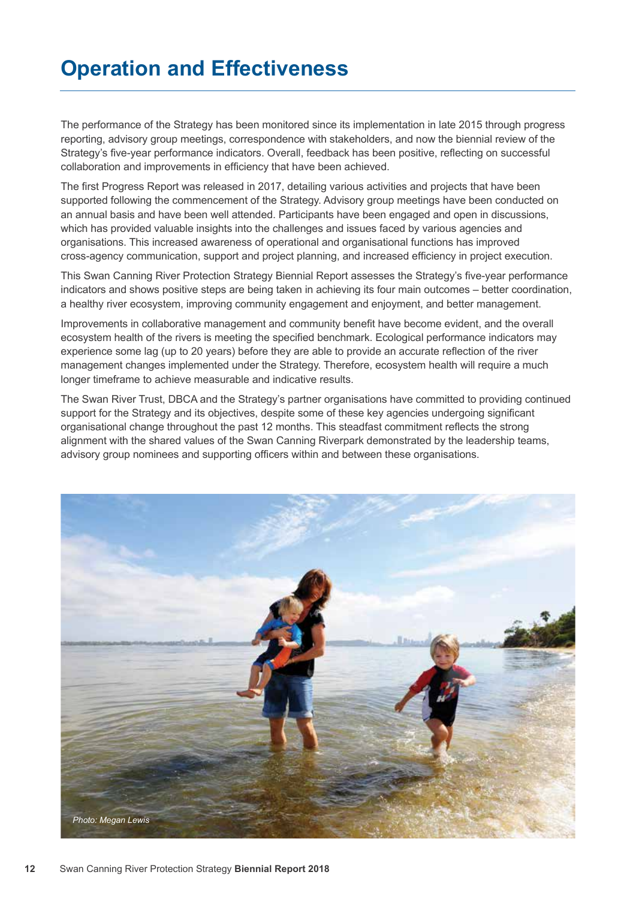# Operation and Effectiveness

The performance of the Strategy has been monitored since its implementation in late 2015 through progress reporting, advisory group meetings, correspondence with stakeholders, and now the biennial review of the Strategy's five-year performance indicators. Overall, feedback has been positive, reflecting on successful collaboration and improvements in efficiency that have been achieved.

The first Progress Report was released in 2017, detailing various activities and projects that have been supported following the commencement of the Strategy. Advisory group meetings have been conducted on an annual basis and have been well attended. Participants have been engaged and open in discussions, which has provided valuable insights into the challenges and issues faced by various agencies and organisations. This increased awareness of operational and organisational functions has improved cross-agency communication, support and project planning, and increased efficiency in project execution.

This Swan Canning River Protection Strategy Biennial Report assesses the Strategy's five-year performance indicators and shows positive steps are being taken in achieving its four main outcomes – better coordination, a healthy river ecosystem, improving community engagement and enjoyment, and better management.

Improvements in collaborative management and community benefit have become evident, and the overall ecosystem health of the rivers is meeting the specified benchmark. Ecological performance indicators may experience some lag (up to 20 years) before they are able to provide an accurate reflection of the river management changes implemented under the Strategy. Therefore, ecosystem health will require a much longer timeframe to achieve measurable and indicative results.

The Swan River Trust, DBCA and the Strategy's partner organisations have committed to providing continued support for the Strategy and its objectives, despite some of these key agencies undergoing significant organisational change throughout the past 12 months. This steadfast commitment reflects the strong alignment with the shared values of the Swan Canning Riverpark demonstrated by the leadership teams, advisory group nominees and supporting officers within and between these organisations.

*Photo: Megan Lewis*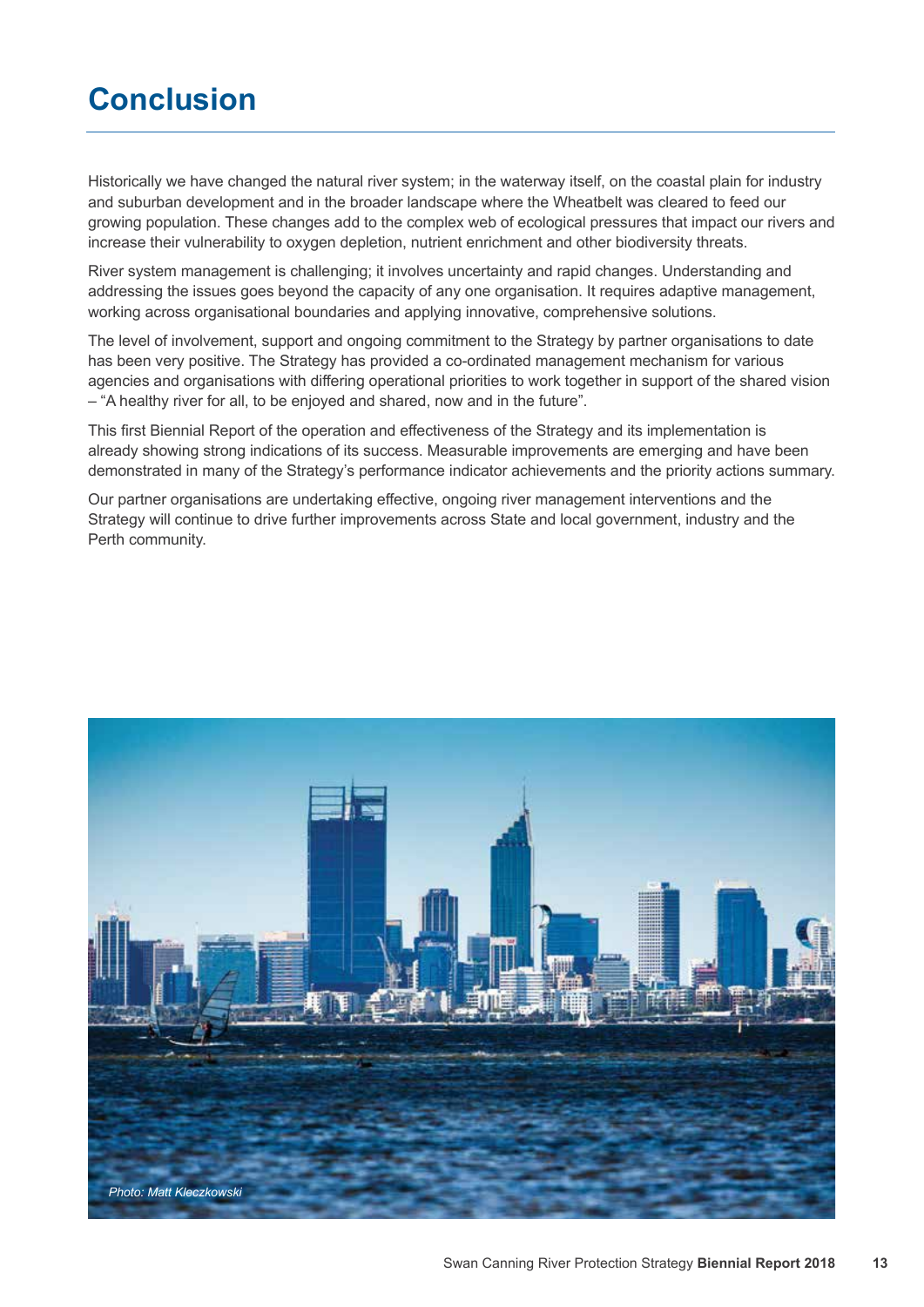# Conclusion

Historically we have changed the natural river system; in the waterway itself, on the coastal plain for industry and suburban development and in the broader landscape where the Wheatbelt was cleared to feed our growing population. These changes add to the complex web of ecological pressures that impact our rivers and increase their vulnerability to oxygen depletion, nutrient enrichment and other biodiversity threats.

River system management is challenging; it involves uncertainty and rapid changes. Understanding and addressing the issues goes beyond the capacity of any one organisation. It requires adaptive management, working across organisational boundaries and applying innovative, comprehensive solutions.

The level of involvement, support and ongoing commitment to the Strategy by partner organisations to date has been very positive. The Strategy has provided a co-ordinated management mechanism for various agencies and organisations with differing operational priorities to work together in support of the shared vision – "A healthy river for all, to be enjoyed and shared, now and in the future".

This first Biennial Report of the operation and effectiveness of the Strategy and its implementation is already showing strong indications of its success. Measurable improvements are emerging and have been demonstrated in many of the Strategy's performance indicator achievements and the priority actions summary.

Our partner organisations are undertaking effective, ongoing river management interventions and the Strategy will continue to drive further improvements across State and local government, industry and the Perth community.

*Photo: Matt Kleczkowski*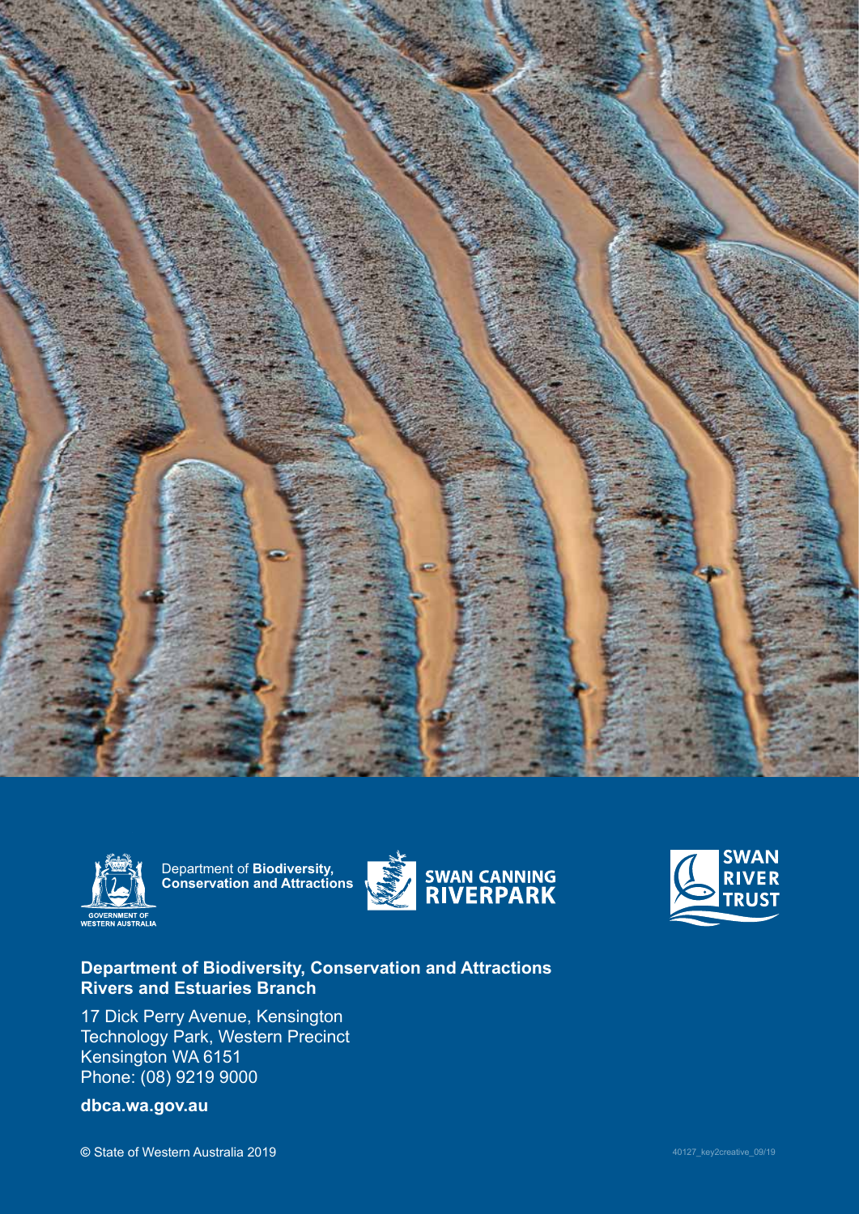Department of **Biodiversity, Conservation and Attractions**

GOVERNMENT OF WESTERN AUSTRALIA

SWAN CANNING RIVERPARK

SWAN RIVER TRUST

**Department of Biodiversity, Conservation and Attractions**
**Rivers and Estuaries Branch**

17 Dick Perry Avenue, Kensington
Technology Park, Western Precinct
Kensington WA 6151
Phone: (08) 9219 9000

**dbca.wa.gov.au**

© State of Western Australia 2019

40127_key2creative_09/19